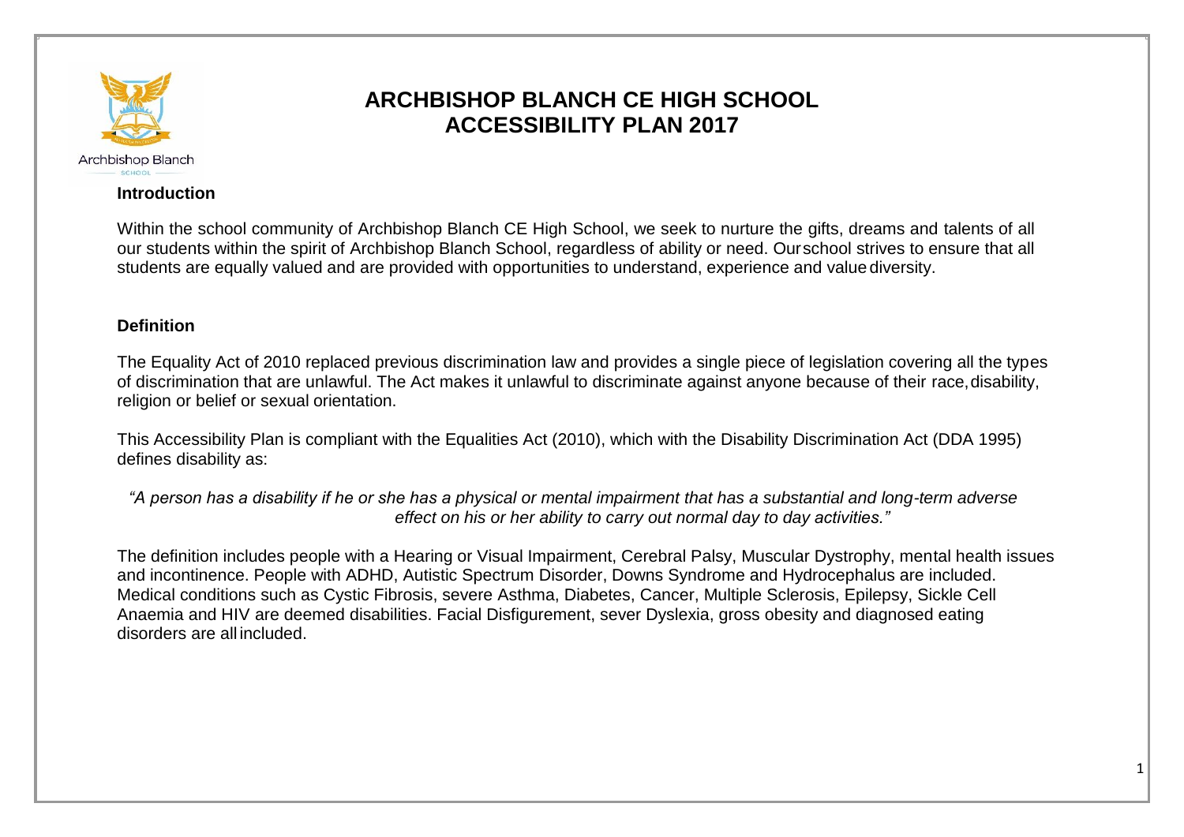# ARCHBISHOP BLANCH CE HIGH SCHOOL
# ACCESSIBILITY PLAN 2017

**Introduction**

Within the school community of Archbishop Blanch CE High School, we seek to nurture the gifts, dreams and talents of all our students within the spirit of Archbishop Blanch School, regardless of ability or need. Ourschool strives to ensure that all students are equally valued and are provided with opportunities to understand, experience and value diversity.

**Definition**

The Equality Act of 2010 replaced previous discrimination law and provides a single piece of legislation covering all the types of discrimination that are unlawful. The Act makes it unlawful to discriminate against anyone because of their race, disability, religion or belief or sexual orientation.

This Accessibility Plan is compliant with the Equalities Act (2010), which with the Disability Discrimination Act (DDA 1995) defines disability as:

*"A person has a disability if he or she has a physical or mental impairment that has a substantial and long-term adverse effect on his or her ability to carry out normal day to day activities."*

The definition includes people with a Hearing or Visual Impairment, Cerebral Palsy, Muscular Dystrophy, mental health issues and incontinence. People with ADHD, Autistic Spectrum Disorder, Downs Syndrome and Hydrocephalus are included. Medical conditions such as Cystic Fibrosis, severe Asthma, Diabetes, Cancer, Multiple Sclerosis, Epilepsy, Sickle Cell Anaemia and HIV are deemed disabilities. Facial Disfigurement, sever Dyslexia, gross obesity and diagnosed eating disorders are all included.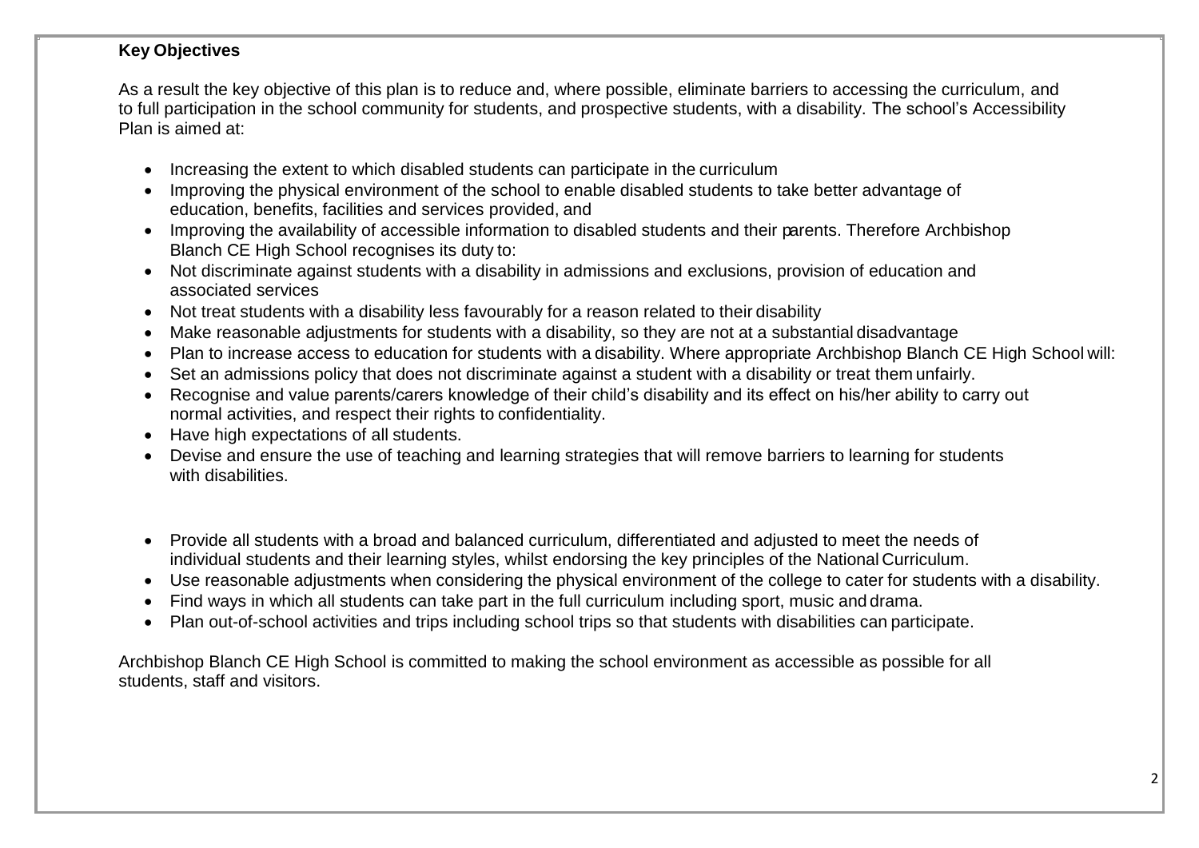**Key Objectives**

As a result the key objective of this plan is to reduce and, where possible, eliminate barriers to accessing the curriculum, and to full participation in the school community for students, and prospective students, with a disability. The school's Accessibility Plan is aimed at:

- Increasing the extent to which disabled students can participate in the curriculum
- Improving the physical environment of the school to enable disabled students to take better advantage of education, benefits, facilities and services provided, and
- Improving the availability of accessible information to disabled students and their parents. Therefore Archbishop Blanch CE High School recognises its duty to:
- Not discriminate against students with a disability in admissions and exclusions, provision of education and associated services
- Not treat students with a disability less favourably for a reason related to their disability
- Make reasonable adjustments for students with a disability, so they are not at a substantial disadvantage
- Plan to increase access to education for students with a disability. Where appropriate Archbishop Blanch CE High School will:
- Set an admissions policy that does not discriminate against a student with a disability or treat them unfairly.
- Recognise and value parents/carers knowledge of their child's disability and its effect on his/her ability to carry out normal activities, and respect their rights to confidentiality.
- Have high expectations of all students.
- Devise and ensure the use of teaching and learning strategies that will remove barriers to learning for students with disabilities.
- Provide all students with a broad and balanced curriculum, differentiated and adjusted to meet the needs of individual students and their learning styles, whilst endorsing the key principles of the National Curriculum.
- Use reasonable adjustments when considering the physical environment of the college to cater for students with a disability.
- Find ways in which all students can take part in the full curriculum including sport, music and drama.
- Plan out-of-school activities and trips including school trips so that students with disabilities can participate.

Archbishop Blanch CE High School is committed to making the school environment as accessible as possible for all students, staff and visitors.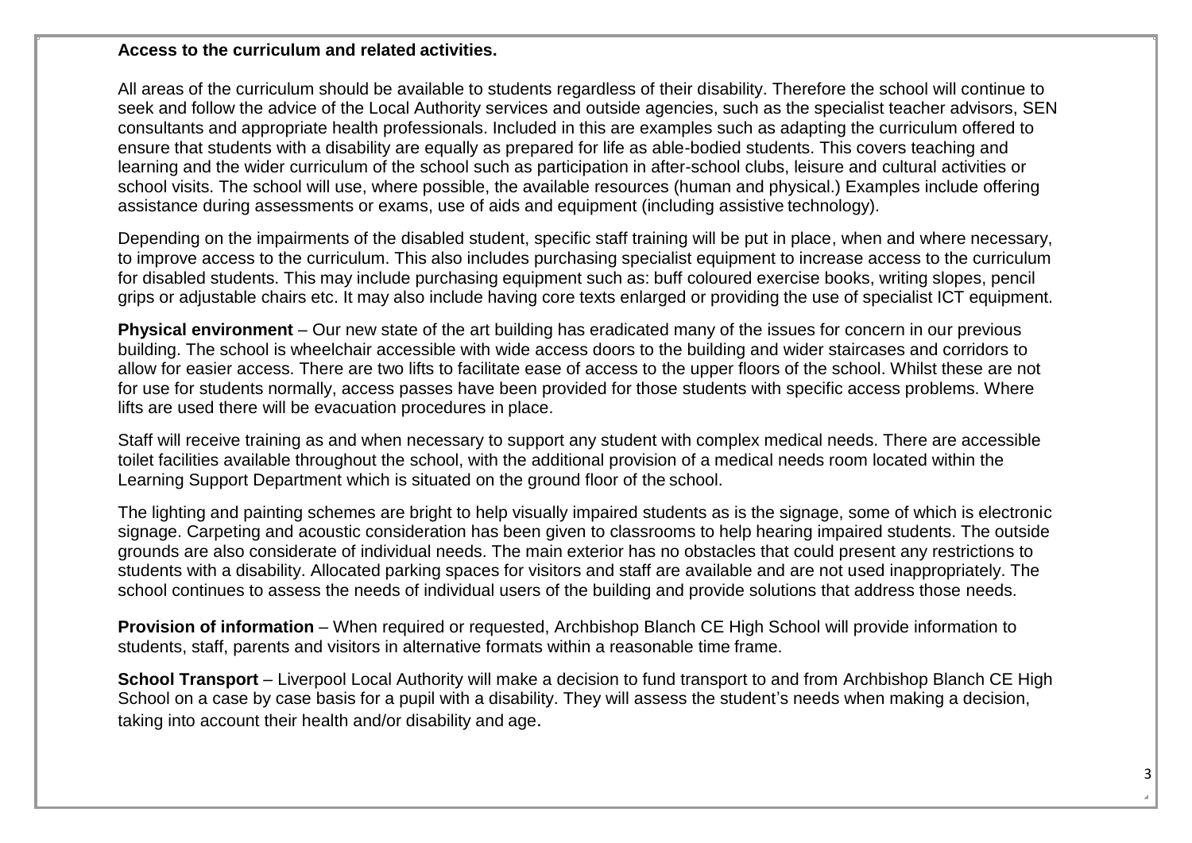**Access to the curriculum and related activities.**

All areas of the curriculum should be available to students regardless of their disability. Therefore the school will continue to seek and follow the advice of the Local Authority services and outside agencies, such as the specialist teacher advisors, SEN consultants and appropriate health professionals. Included in this are examples such as adapting the curriculum offered to ensure that students with a disability are equally as prepared for life as able-bodied students. This covers teaching and learning and the wider curriculum of the school such as participation in after-school clubs, leisure and cultural activities or school visits. The school will use, where possible, the available resources (human and physical.) Examples include offering assistance during assessments or exams, use of aids and equipment (including assistive technology).

Depending on the impairments of the disabled student, specific staff training will be put in place, when and where necessary, to improve access to the curriculum. This also includes purchasing specialist equipment to increase access to the curriculum for disabled students. This may include purchasing equipment such as: buff coloured exercise books, writing slopes, pencil grips or adjustable chairs etc. It may also include having core texts enlarged or providing the use of specialist ICT equipment.

**Physical environment** – Our new state of the art building has eradicated many of the issues for concern in our previous building. The school is wheelchair accessible with wide access doors to the building and wider staircases and corridors to allow for easier access. There are two lifts to facilitate ease of access to the upper floors of the school. Whilst these are not for use for students normally, access passes have been provided for those students with specific access problems. Where lifts are used there will be evacuation procedures in place.

Staff will receive training as and when necessary to support any student with complex medical needs. There are accessible toilet facilities available throughout the school, with the additional provision of a medical needs room located within the Learning Support Department which is situated on the ground floor of the school.

The lighting and painting schemes are bright to help visually impaired students as is the signage, some of which is electronic signage. Carpeting and acoustic consideration has been given to classrooms to help hearing impaired students. The outside grounds are also considerate of individual needs. The main exterior has no obstacles that could present any restrictions to students with a disability. Allocated parking spaces for visitors and staff are available and are not used inappropriately. The school continues to assess the needs of individual users of the building and provide solutions that address those needs.

**Provision of information** – When required or requested, Archbishop Blanch CE High School will provide information to students, staff, parents and visitors in alternative formats within a reasonable time frame.

**School Transport** – Liverpool Local Authority will make a decision to fund transport to and from Archbishop Blanch CE High School on a case by case basis for a pupil with a disability. They will assess the student's needs when making a decision, taking into account their health and/or disability and age.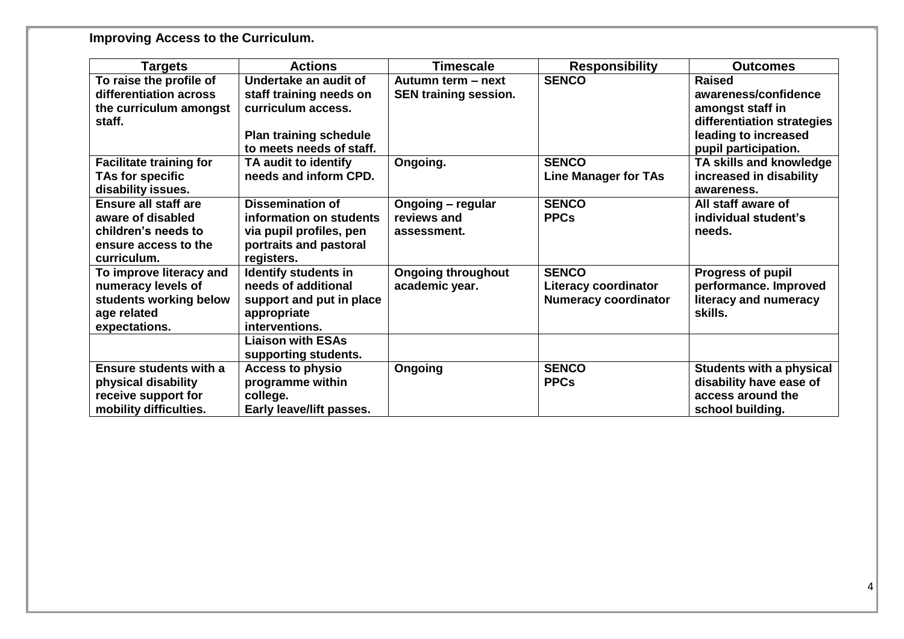**Improving Access to the Curriculum.**

| Targets | Actions | Timescale | Responsibility | Outcomes |
|---|---|---|---|---|
| To raise the profile of differentiation across the curriculum amongst staff. | Undertake an audit of staff training needs on curriculum access.<br><br>Plan training schedule to meets needs of staff. | Autumn term – next SEN training session. | SENCO | Raised awareness/confidence amongst staff in differentiation strategies leading to increased pupil participation. |
| Facilitate training for TAs for specific disability issues. | TA audit to identify needs and inform CPD. | Ongoing. | SENCO<br>Line Manager for TAs | TA skills and knowledge increased in disability awareness. |
| Ensure all staff are aware of disabled children's needs to ensure access to the curriculum. | Dissemination of information on students via pupil profiles, pen portraits and pastoral registers. | Ongoing – regular reviews and assessment. | SENCO<br>PPCs | All staff aware of individual student's needs. |
| To improve literacy and numeracy levels of students working below age related expectations. | Identify students in needs of additional support and put in place appropriate interventions. | Ongoing throughout academic year. | SENCO<br>Literacy coordinator<br>Numeracy coordinator | Progress of pupil performance. Improved literacy and numeracy skills. |
| | Liaison with ESAs supporting students. | | | |
| Ensure students with a physical disability receive support for mobility difficulties. | Access to physio programme within college.<br>Early leave/lift passes. | Ongoing | SENCO<br>PPCs | Students with a physical disability have ease of access around the school building. |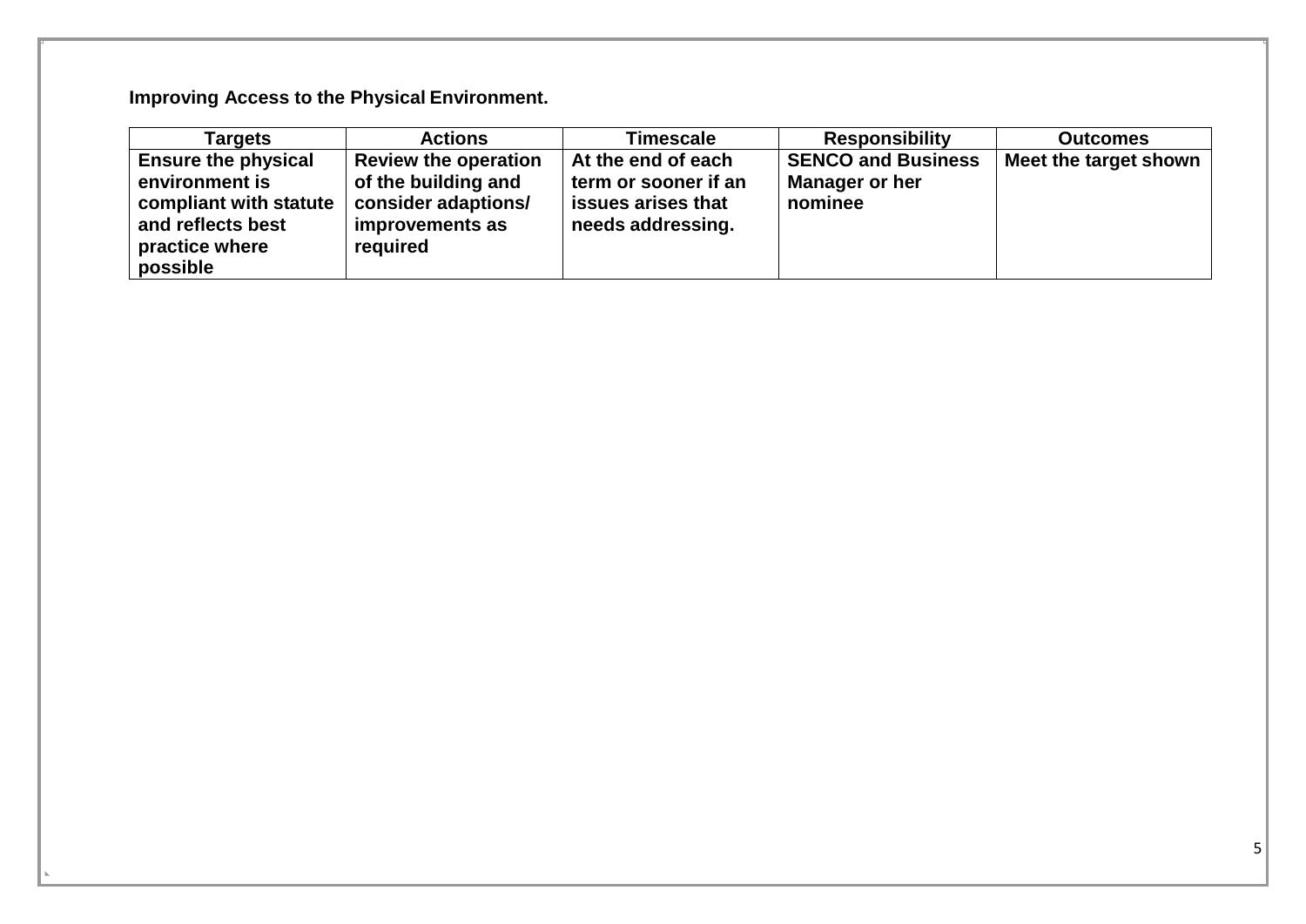**Improving Access to the Physical Environment.**

| Targets | Actions | Timescale | Responsibility | Outcomes |
|---|---|---|---|---|
| **Ensure the physical environment is compliant with statute and reflects best practice where possible** | **Review the operation of the building and consider adaptions/ improvements as required** | **At the end of each term or sooner if an issues arises that needs addressing.** | **SENCO and Business Manager or her nominee** | **Meet the target shown** |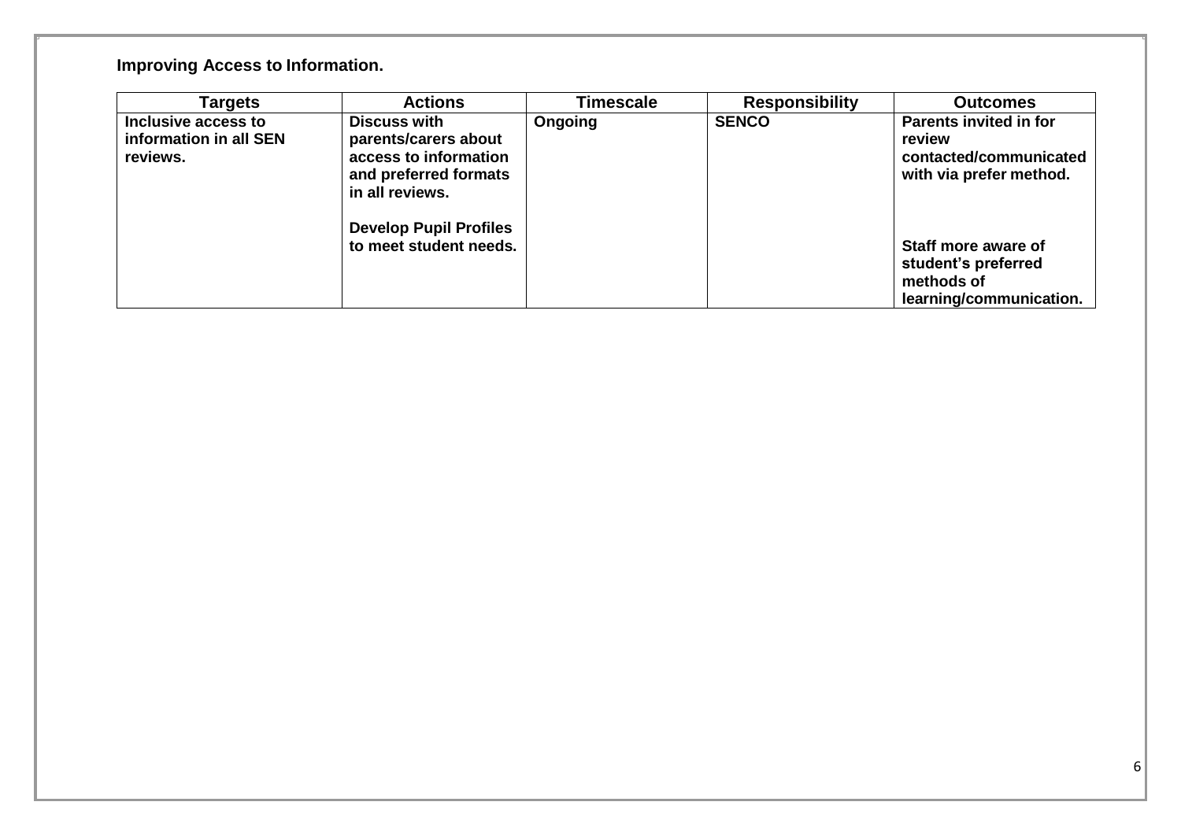**Improving Access to Information.**

| Targets | Actions | Timescale | Responsibility | Outcomes |
|---|---|---|---|---|
| **Inclusive access to information in all SEN reviews.** | **Discuss with parents/carers about access to information and preferred formats in all reviews.**<br><br>**Develop Pupil Profiles to meet student needs.** | **Ongoing** | **SENCO** | **Parents invited in for review contacted/communicated with via prefer method.**<br><br>**Staff more aware of student's preferred methods of learning/communication.** |